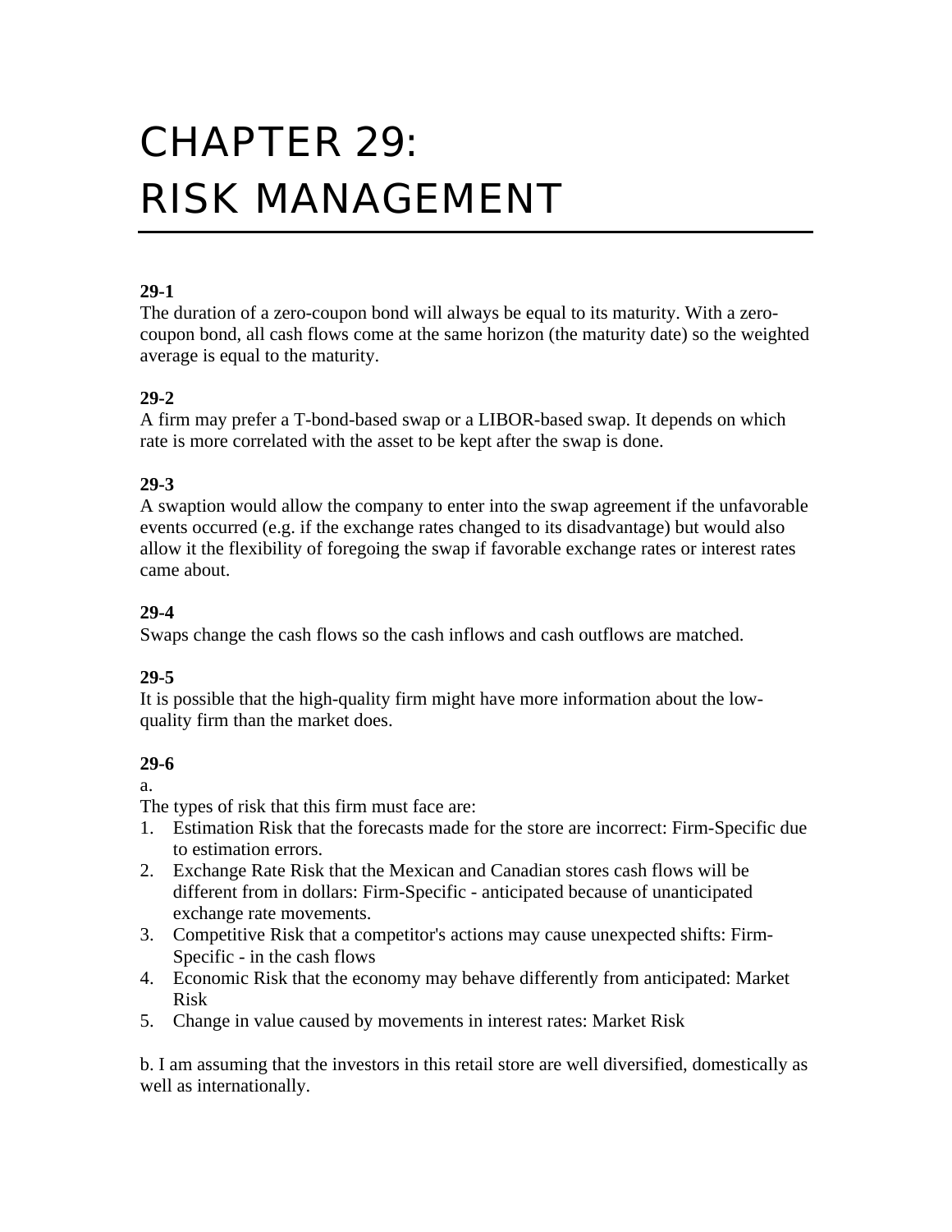# CHAPTER 29: RISK MANAGEMENT

**29-1**
The duration of a zero-coupon bond will always be equal to its maturity. With a zero-coupon bond, all cash flows come at the same horizon (the maturity date) so the weighted average is equal to the maturity.

**29-2**
A firm may prefer a T-bond-based swap or a LIBOR-based swap. It depends on which rate is more correlated with the asset to be kept after the swap is done.

**29-3**
A swaption would allow the company to enter into the swap agreement if the unfavorable events occurred (e.g. if the exchange rates changed to its disadvantage) but would also allow it the flexibility of foregoing the swap if favorable exchange rates or interest rates came about.

**29-4**
Swaps change the cash flows so the cash inflows and cash outflows are matched.

**29-5**
It is possible that the high-quality firm might have more information about the low-quality firm than the market does.

**29-6**
a.
The types of risk that this firm must face are:
1. Estimation Risk that the forecasts made for the store are incorrect: Firm-Specific due to estimation errors.
2. Exchange Rate Risk that the Mexican and Canadian stores cash flows will be different from in dollars: Firm-Specific - anticipated because of unanticipated exchange rate movements.
3. Competitive Risk that a competitor's actions may cause unexpected shifts: Firm-Specific - in the cash flows
4. Economic Risk that the economy may behave differently from anticipated: Market Risk
5. Change in value caused by movements in interest rates: Market Risk

b. I am assuming that the investors in this retail store are well diversified, domestically as well as internationally.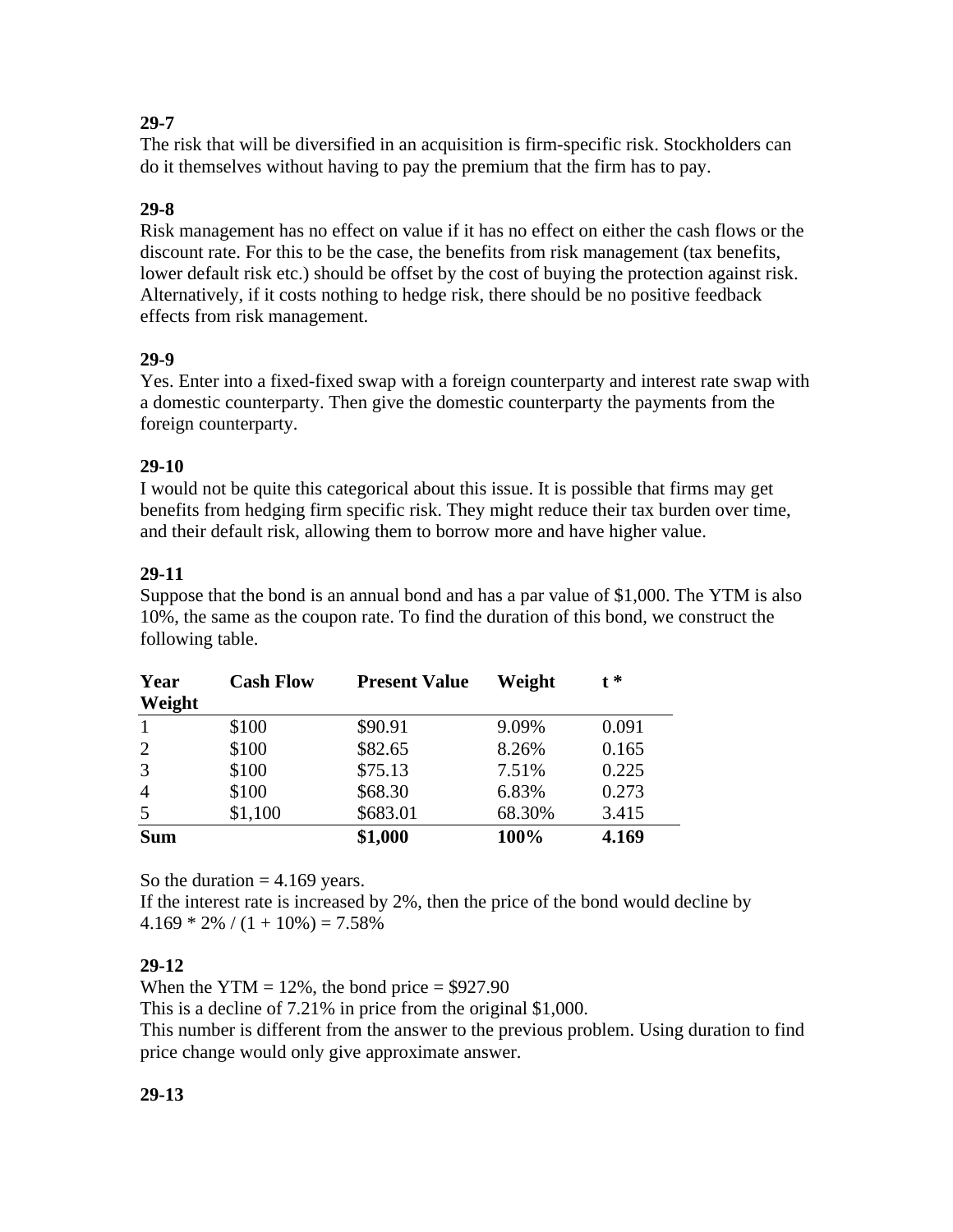**29-7**

The risk that will be diversified in an acquisition is firm-specific risk. Stockholders can do it themselves without having to pay the premium that the firm has to pay.

**29-8**

Risk management has no effect on value if it has no effect on either the cash flows or the discount rate. For this to be the case, the benefits from risk management (tax benefits, lower default risk etc.) should be offset by the cost of buying the protection against risk. Alternatively, if it costs nothing to hedge risk, there should be no positive feedback effects from risk management.

**29-9**

Yes. Enter into a fixed-fixed swap with a foreign counterparty and interest rate swap with a domestic counterparty. Then give the domestic counterparty the payments from the foreign counterparty.

**29-10**

I would not be quite this categorical about this issue. It is possible that firms may get benefits from hedging firm specific risk. They might reduce their tax burden over time, and their default risk, allowing them to borrow more and have higher value.

**29-11**

Suppose that the bond is an annual bond and has a par value of $1,000. The YTM is also 10%, the same as the coupon rate. To find the duration of this bond, we construct the following table.

| Year | Cash Flow | Present Value | Weight | t * Weight |
|---|---|---|---|---|
| 1 | $100 | $90.91 | 9.09% | 0.091 |
| 2 | $100 | $82.65 | 8.26% | 0.165 |
| 3 | $100 | $75.13 | 7.51% | 0.225 |
| 4 | $100 | $68.30 | 6.83% | 0.273 |
| 5 | $1,100 | $683.01 | 68.30% | 3.415 |
| **Sum** | | **$1,000** | **100%** | **4.169** |

So the duration = 4.169 years.

If the interest rate is increased by 2%, then the price of the bond would decline by $4.169 * 2\% / (1 + 10\%) = 7.58\%$

**29-12**

When the YTM = 12%, the bond price = $927.90

This is a decline of 7.21% in price from the original $1,000.

This number is different from the answer to the previous problem. Using duration to find price change would only give approximate answer.

**29-13**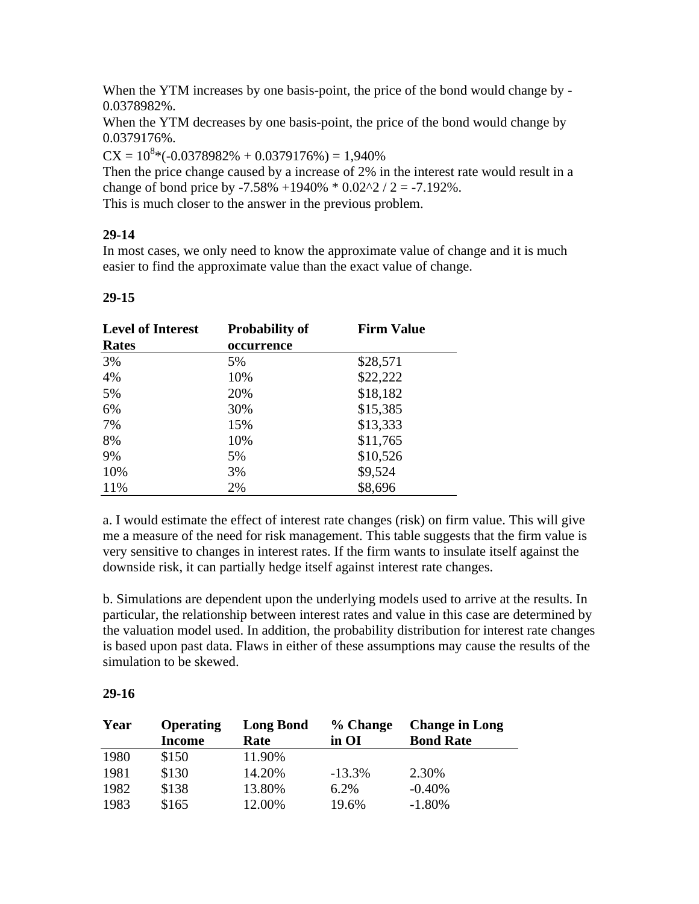When the YTM increases by one basis-point, the price of the bond would change by -0.0378982%.

When the YTM decreases by one basis-point, the price of the bond would change by 0.0379176%.

$CX = 10^8*(-0.0378982\% + 0.0379176\%) = 1{,}940\%$

Then the price change caused by a increase of 2% in the interest rate would result in a change of bond price by -7.58% +1940% * 0.02^2 / 2 = -7.192%.

This is much closer to the answer in the previous problem.

**29-14**

In most cases, we only need to know the approximate value of change and it is much easier to find the approximate value than the exact value of change.

**29-15**

| Level of Interest Rates | Probability of occurrence | Firm Value |
|---|---|---|
| 3% | 5% | $28,571 |
| 4% | 10% | $22,222 |
| 5% | 20% | $18,182 |
| 6% | 30% | $15,385 |
| 7% | 15% | $13,333 |
| 8% | 10% | $11,765 |
| 9% | 5% | $10,526 |
| 10% | 3% | $9,524 |
| 11% | 2% | $8,696 |

a. I would estimate the effect of interest rate changes (risk) on firm value. This will give me a measure of the need for risk management. This table suggests that the firm value is very sensitive to changes in interest rates. If the firm wants to insulate itself against the downside risk, it can partially hedge itself against interest rate changes.

b. Simulations are dependent upon the underlying models used to arrive at the results. In particular, the relationship between interest rates and value in this case are determined by the valuation model used. In addition, the probability distribution for interest rate changes is based upon past data. Flaws in either of these assumptions may cause the results of the simulation to be skewed.

**29-16**

| Year | Operating Income | Long Bond Rate | % Change in OI | Change in Long Bond Rate |
|---|---|---|---|---|
| 1980 | $150 | 11.90% | | |
| 1981 | $130 | 14.20% | -13.3% | 2.30% |
| 1982 | $138 | 13.80% | 6.2% | -0.40% |
| 1983 | $165 | 12.00% | 19.6% | -1.80% |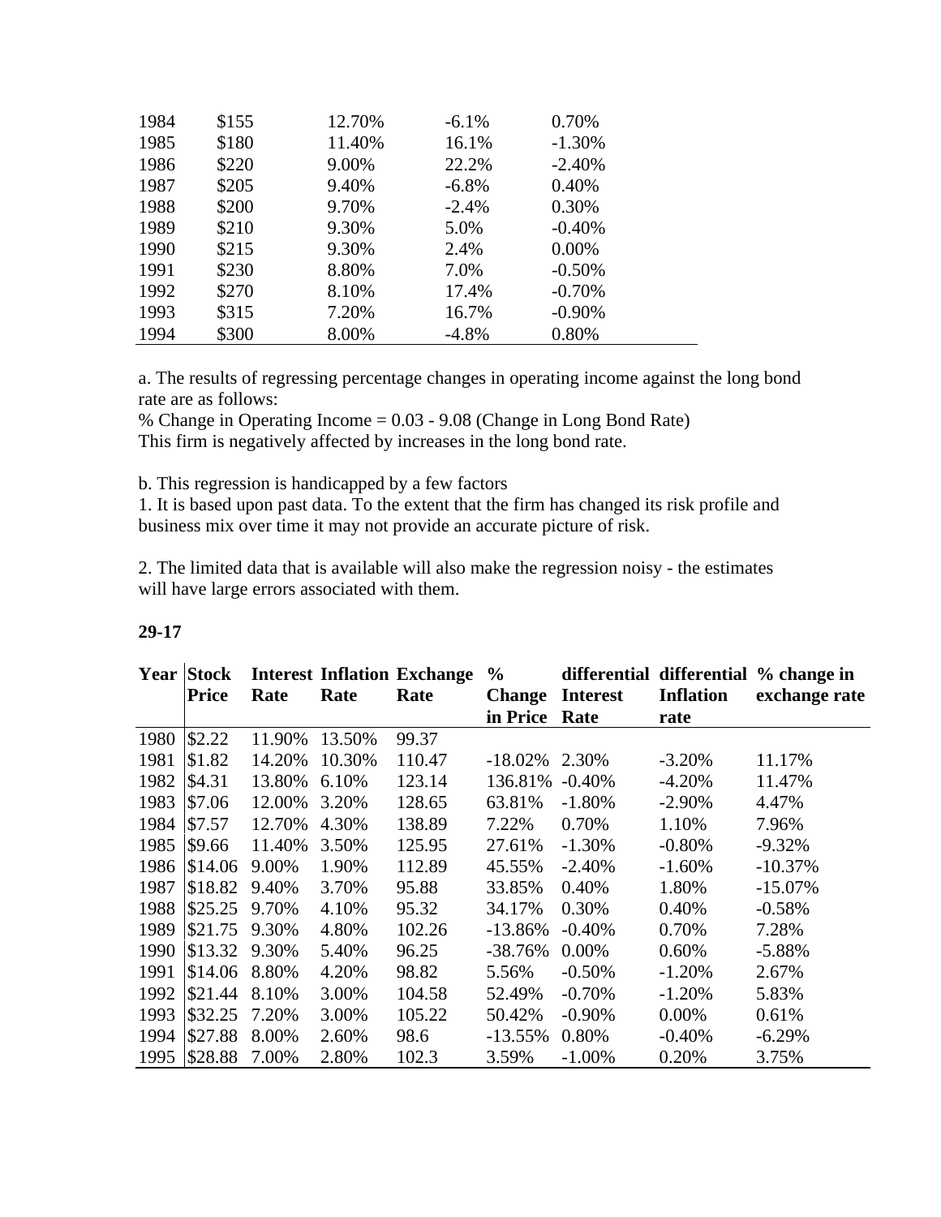| | | | | |
|---|---|---|---|---|
| 1984 | $155 | 12.70% | -6.1% | 0.70% |
| 1985 | $180 | 11.40% | 16.1% | -1.30% |
| 1986 | $220 | 9.00% | 22.2% | -2.40% |
| 1987 | $205 | 9.40% | -6.8% | 0.40% |
| 1988 | $200 | 9.70% | -2.4% | 0.30% |
| 1989 | $210 | 9.30% | 5.0% | -0.40% |
| 1990 | $215 | 9.30% | 2.4% | 0.00% |
| 1991 | $230 | 8.80% | 7.0% | -0.50% |
| 1992 | $270 | 8.10% | 17.4% | -0.70% |
| 1993 | $315 | 7.20% | 16.7% | -0.90% |
| 1994 | $300 | 8.00% | -4.8% | 0.80% |

a. The results of regressing percentage changes in operating income against the long bond rate are as follows:
% Change in Operating Income = 0.03 - 9.08 (Change in Long Bond Rate)
This firm is negatively affected by increases in the long bond rate.

b. This regression is handicapped by a few factors
1. It is based upon past data. To the extent that the firm has changed its risk profile and business mix over time it may not provide an accurate picture of risk.

2. The limited data that is available will also make the regression noisy - the estimates will have large errors associated with them.

**29-17**

| Year | Stock Price | Interest Rate | Inflation Rate | Exchange Rate | % Change in Price | differential Interest Rate | differential Inflation rate | % change in exchange rate |
|---|---|---|---|---|---|---|---|---|
| 1980 | $2.22 | 11.90% | 13.50% | 99.37 | | | | |
| 1981 | $1.82 | 14.20% | 10.30% | 110.47 | -18.02% | 2.30% | -3.20% | 11.17% |
| 1982 | $4.31 | 13.80% | 6.10% | 123.14 | 136.81% | -0.40% | -4.20% | 11.47% |
| 1983 | $7.06 | 12.00% | 3.20% | 128.65 | 63.81% | -1.80% | -2.90% | 4.47% |
| 1984 | $7.57 | 12.70% | 4.30% | 138.89 | 7.22% | 0.70% | 1.10% | 7.96% |
| 1985 | $9.66 | 11.40% | 3.50% | 125.95 | 27.61% | -1.30% | -0.80% | -9.32% |
| 1986 | $14.06 | 9.00% | 1.90% | 112.89 | 45.55% | -2.40% | -1.60% | -10.37% |
| 1987 | $18.82 | 9.40% | 3.70% | 95.88 | 33.85% | 0.40% | 1.80% | -15.07% |
| 1988 | $25.25 | 9.70% | 4.10% | 95.32 | 34.17% | 0.30% | 0.40% | -0.58% |
| 1989 | $21.75 | 9.30% | 4.80% | 102.26 | -13.86% | -0.40% | 0.70% | 7.28% |
| 1990 | $13.32 | 9.30% | 5.40% | 96.25 | -38.76% | 0.00% | 0.60% | -5.88% |
| 1991 | $14.06 | 8.80% | 4.20% | 98.82 | 5.56% | -0.50% | -1.20% | 2.67% |
| 1992 | $21.44 | 8.10% | 3.00% | 104.58 | 52.49% | -0.70% | -1.20% | 5.83% |
| 1993 | $32.25 | 7.20% | 3.00% | 105.22 | 50.42% | -0.90% | 0.00% | 0.61% |
| 1994 | $27.88 | 8.00% | 2.60% | 98.6 | -13.55% | 0.80% | -0.40% | -6.29% |
| 1995 | $28.88 | 7.00% | 2.80% | 102.3 | 3.59% | -1.00% | 0.20% | 3.75% |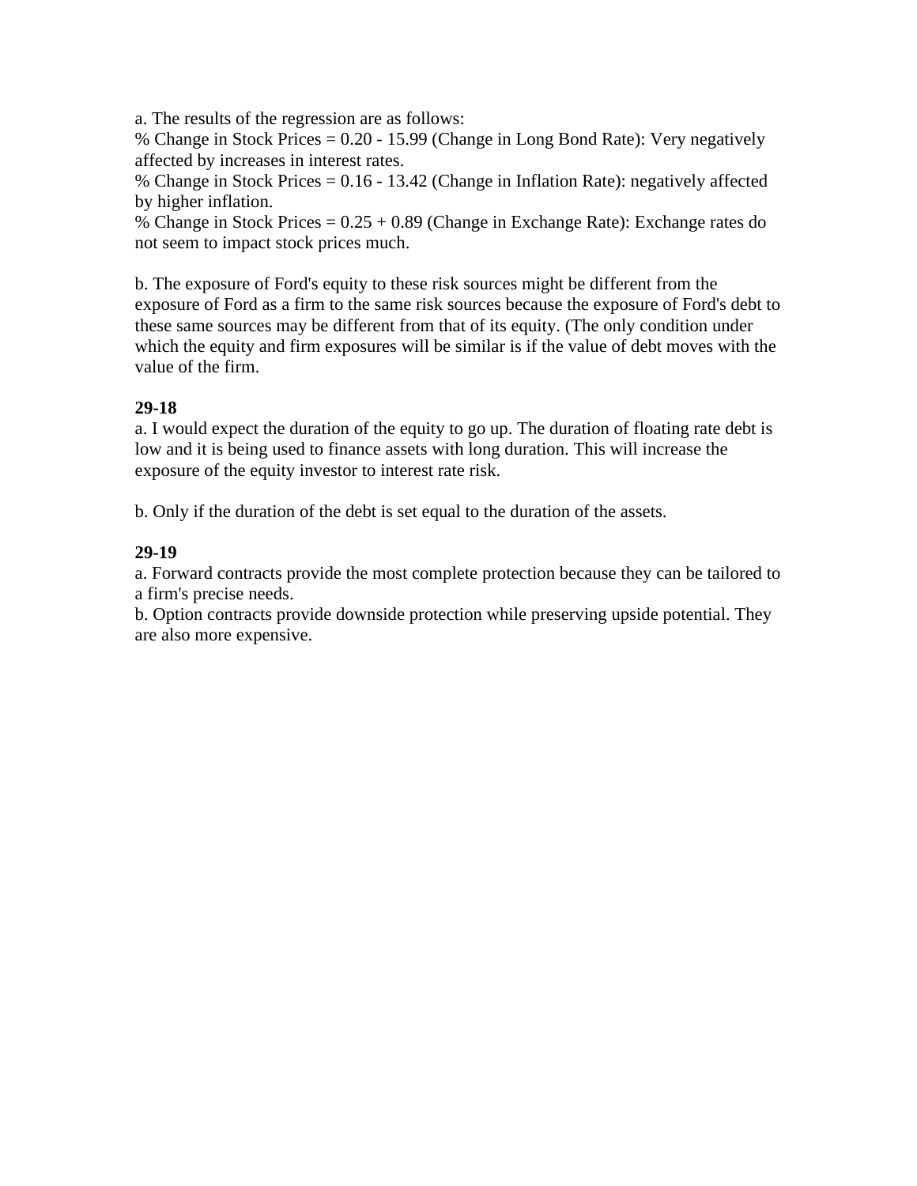a. The results of the regression are as follows:
% Change in Stock Prices = 0.20 - 15.99 (Change in Long Bond Rate): Very negatively affected by increases in interest rates.
% Change in Stock Prices = 0.16 - 13.42 (Change in Inflation Rate): negatively affected by higher inflation.
% Change in Stock Prices = 0.25 + 0.89 (Change in Exchange Rate): Exchange rates do not seem to impact stock prices much.

b. The exposure of Ford's equity to these risk sources might be different from the exposure of Ford as a firm to the same risk sources because the exposure of Ford's debt to these same sources may be different from that of its equity. (The only condition under which the equity and firm exposures will be similar is if the value of debt moves with the value of the firm.

**29-18**
a. I would expect the duration of the equity to go up. The duration of floating rate debt is low and it is being used to finance assets with long duration. This will increase the exposure of the equity investor to interest rate risk.

b. Only if the duration of the debt is set equal to the duration of the assets.

**29-19**
a. Forward contracts provide the most complete protection because they can be tailored to a firm's precise needs.
b. Option contracts provide downside protection while preserving upside potential. They are also more expensive.